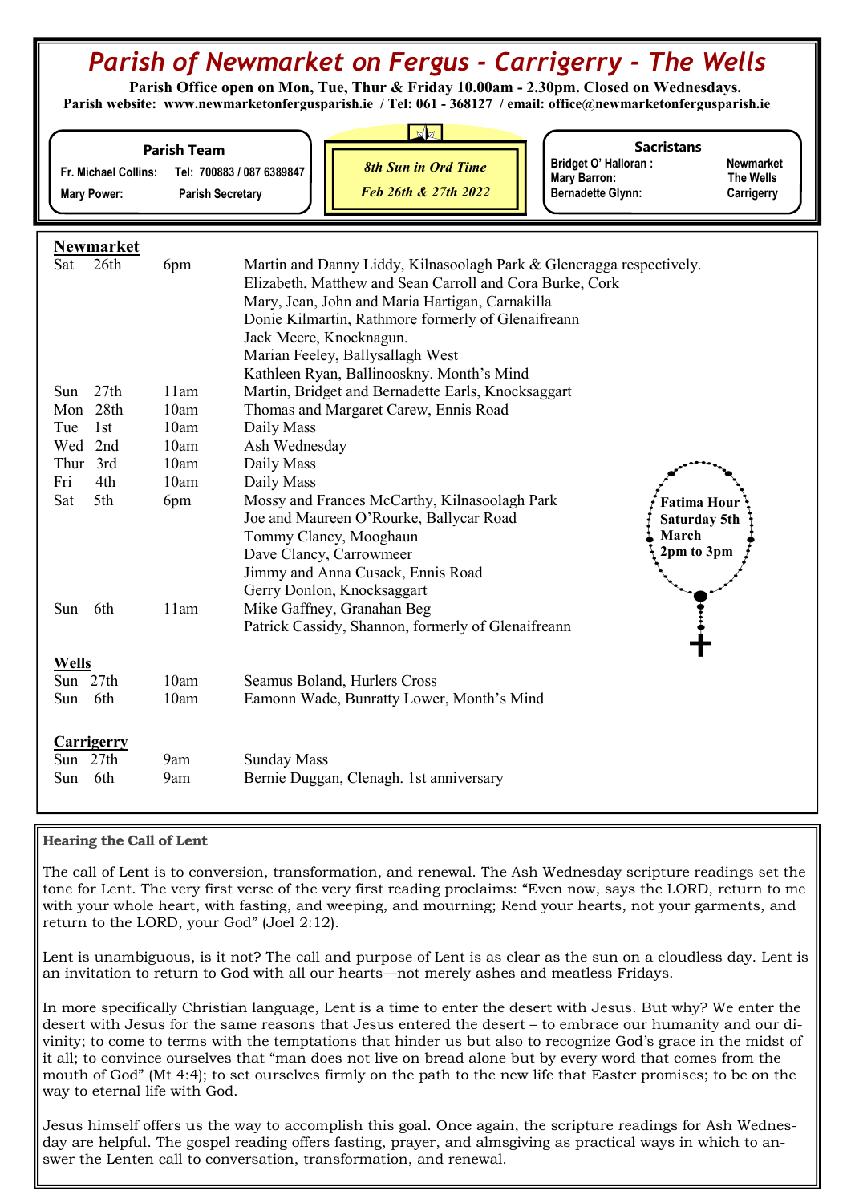# Parish of Newmarket on Fergus - Carrigerry - The Wells

**Parish Office open on Mon, Tue, Thur & Friday 10.00am - 2.30pm. Closed on Wednesdays.**
**Parish website: www.newmarketonfergusparish.ie / Tel: 061 - 368127 / email: office@newmarketonfergusparish.ie**

**Parish Team**

Fr. Michael Collins: Tel: 700883 / 087 6389847
Mary Power: Parish Secretary

*8th Sun in Ord Time*
*Feb 26th & 27th 2022*

**Sacristans**

| | |
|---|---|
| Bridget O' Halloran : | Newmarket |
| Mary Barron: | The Wells |
| Bernadette Glynn: | Carrigerry |

## Newmarket

| | | |
|---|---|---|
| Sat 26th | 6pm | Martin and Danny Liddy, Kilnasoolagh Park & Glencragga respectively. |
| | | Elizabeth, Matthew and Sean Carroll and Cora Burke, Cork |
| | | Mary, Jean, John and Maria Hartigan, Carnakilla |
| | | Donie Kilmartin, Rathmore formerly of Glenaifreann |
| | | Jack Meere, Knocknagun. |
| | | Marian Feeley, Ballysallagh West |
| | | Kathleen Ryan, Ballinooskny. Month's Mind |
| Sun 27th | 11am | Martin, Bridget and Bernadette Earls, Knocksaggart |
| Mon 28th | 10am | Thomas and Margaret Carew, Ennis Road |
| Tue 1st | 10am | Daily Mass |
| Wed 2nd | 10am | Ash Wednesday |
| Thur 3rd | 10am | Daily Mass |
| Fri 4th | 10am | Daily Mass |
| Sat 5th | 6pm | Mossy and Frances McCarthy, Kilnasoolagh Park |
| | | Joe and Maureen O'Rourke, Ballycar Road |
| | | Tommy Clancy, Mooghaun |
| | | Dave Clancy, Carrowmeer |
| | | Jimmy and Anna Cusack, Ennis Road |
| | | Gerry Donlon, Knocksaggart |
| Sun 6th | 11am | Mike Gaffney, Granahan Beg |
| | | Patrick Cassidy, Shannon, formerly of Glenaifreann |

**Fatima Hour Saturday 5th March 2pm to 3pm**

## Wells

| | | |
|---|---|---|
| Sun 27th | 10am | Seamus Boland, Hurlers Cross |
| Sun 6th | 10am | Eamonn Wade, Bunratty Lower, Month's Mind |

## Carrigerry

| | | |
|---|---|---|
| Sun 27th | 9am | Sunday Mass |
| Sun 6th | 9am | Bernie Duggan, Clenagh. 1st anniversary |

### Hearing the Call of Lent

The call of Lent is to conversion, transformation, and renewal. The Ash Wednesday scripture readings set the tone for Lent. The very first verse of the very first reading proclaims: "Even now, says the LORD, return to me with your whole heart, with fasting, and weeping, and mourning; Rend your hearts, not your garments, and return to the LORD, your God" (Joel 2:12).

Lent is unambiguous, is it not? The call and purpose of Lent is as clear as the sun on a cloudless day. Lent is an invitation to return to God with all our hearts—not merely ashes and meatless Fridays.

In more specifically Christian language, Lent is a time to enter the desert with Jesus. But why? We enter the desert with Jesus for the same reasons that Jesus entered the desert – to embrace our humanity and our divinity; to come to terms with the temptations that hinder us but also to recognize God's grace in the midst of it all; to convince ourselves that "man does not live on bread alone but by every word that comes from the mouth of God" (Mt 4:4); to set ourselves firmly on the path to the new life that Easter promises; to be on the way to eternal life with God.

Jesus himself offers us the way to accomplish this goal. Once again, the scripture readings for Ash Wednesday are helpful. The gospel reading offers fasting, prayer, and almsgiving as practical ways in which to answer the Lenten call to conversation, transformation, and renewal.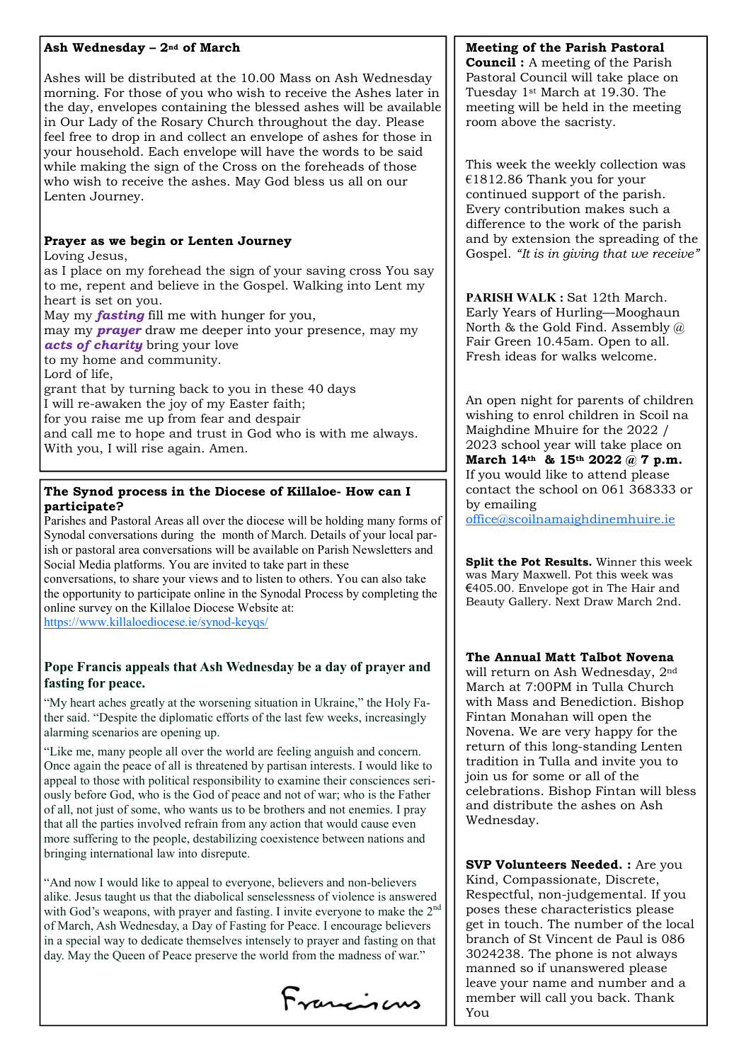## Ash Wednesday – 2nd of March

Ashes will be distributed at the 10.00 Mass on Ash Wednesday morning. For those of you who wish to receive the Ashes later in the day, envelopes containing the blessed ashes will be available in Our Lady of the Rosary Church throughout the day. Please feel free to drop in and collect an envelope of ashes for those in your household. Each envelope will have the words to be said while making the sign of the Cross on the foreheads of those who wish to receive the ashes. May God bless us all on our Lenten Journey.

## Prayer as we begin or Lenten Journey

Loving Jesus,
as I place on my forehead the sign of your saving cross You say to me, repent and believe in the Gospel. Walking into Lent my heart is set on you.
May my ***fasting*** fill me with hunger for you,
may my ***prayer*** draw me deeper into your presence, may my ***acts of charity*** bring your love
to my home and community.
Lord of life,
grant that by turning back to you in these 40 days
I will re-awaken the joy of my Easter faith;
for you raise me up from fear and despair
and call me to hope and trust in God who is with me always.
With you, I will rise again. Amen.

## The Synod process in the Diocese of Killaloe- How can I participate?

Parishes and Pastoral Areas all over the diocese will be holding many forms of Synodal conversations during the month of March. Details of your local parish or pastoral area conversations will be available on Parish Newsletters and Social Media platforms. You are invited to take part in these conversations, to share your views and to listen to others. You can also take the opportunity to participate online in the Synodal Process by completing the online survey on the Killaloe Diocese Website at:
https://www.killaloediocese.ie/synod-keyqs/

## Pope Francis appeals that Ash Wednesday be a day of prayer and fasting for peace.

"My heart aches greatly at the worsening situation in Ukraine," the Holy Father said. "Despite the diplomatic efforts of the last few weeks, increasingly alarming scenarios are opening up.

"Like me, many people all over the world are feeling anguish and concern. Once again the peace of all is threatened by partisan interests. I would like to appeal to those with political responsibility to examine their consciences seriously before God, who is the God of peace and not of war; who is the Father of all, not just of some, who wants us to be brothers and not enemies. I pray that all the parties involved refrain from any action that would cause even more suffering to the people, destabilizing coexistence between nations and bringing international law into disrepute.

"And now I would like to appeal to everyone, believers and non-believers alike. Jesus taught us that the diabolical senselessness of violence is answered with God's weapons, with prayer and fasting. I invite everyone to make the 2nd of March, Ash Wednesday, a Day of Fasting for Peace. I encourage believers in a special way to dedicate themselves intensely to prayer and fasting on that day. May the Queen of Peace preserve the world from the madness of war."

Franciscus

**Meeting of the Parish Pastoral Council :** A meeting of the Parish Pastoral Council will take place on Tuesday 1st March at 19.30. The meeting will be held in the meeting room above the sacristy.

This week the weekly collection was €1812.86 Thank you for your continued support of the parish. Every contribution makes such a difference to the work of the parish and by extension the spreading of the Gospel. *"It is in giving that we receive"*

**PARISH WALK :** Sat 12th March. Early Years of Hurling—Mooghaun North & the Gold Find. Assembly @ Fair Green 10.45am. Open to all. Fresh ideas for walks welcome.

An open night for parents of children wishing to enrol children in Scoil na Maighdine Mhuire for the 2022 / 2023 school year will take place on **March 14th & 15th 2022 @ 7 p.m.** If you would like to attend please contact the school on 061 368333 or by emailing office@scoilnamaighdinemhuire.ie

**Split the Pot Results.** Winner this week was Mary Maxwell. Pot this week was €405.00. Envelope got in The Hair and Beauty Gallery. Next Draw March 2nd.

**The Annual Matt Talbot Novena** will return on Ash Wednesday, 2nd March at 7:00PM in Tulla Church with Mass and Benediction. Bishop Fintan Monahan will open the Novena. We are very happy for the return of this long-standing Lenten tradition in Tulla and invite you to join us for some or all of the celebrations. Bishop Fintan will bless and distribute the ashes on Ash Wednesday.

**SVP Volunteers Needed. :** Are you Kind, Compassionate, Discrete, Respectful, non-judgemental. If you poses these characteristics please get in touch. The number of the local branch of St Vincent de Paul is 086 3024238. The phone is not always manned so if unanswered please leave your name and number and a member will call you back. Thank You